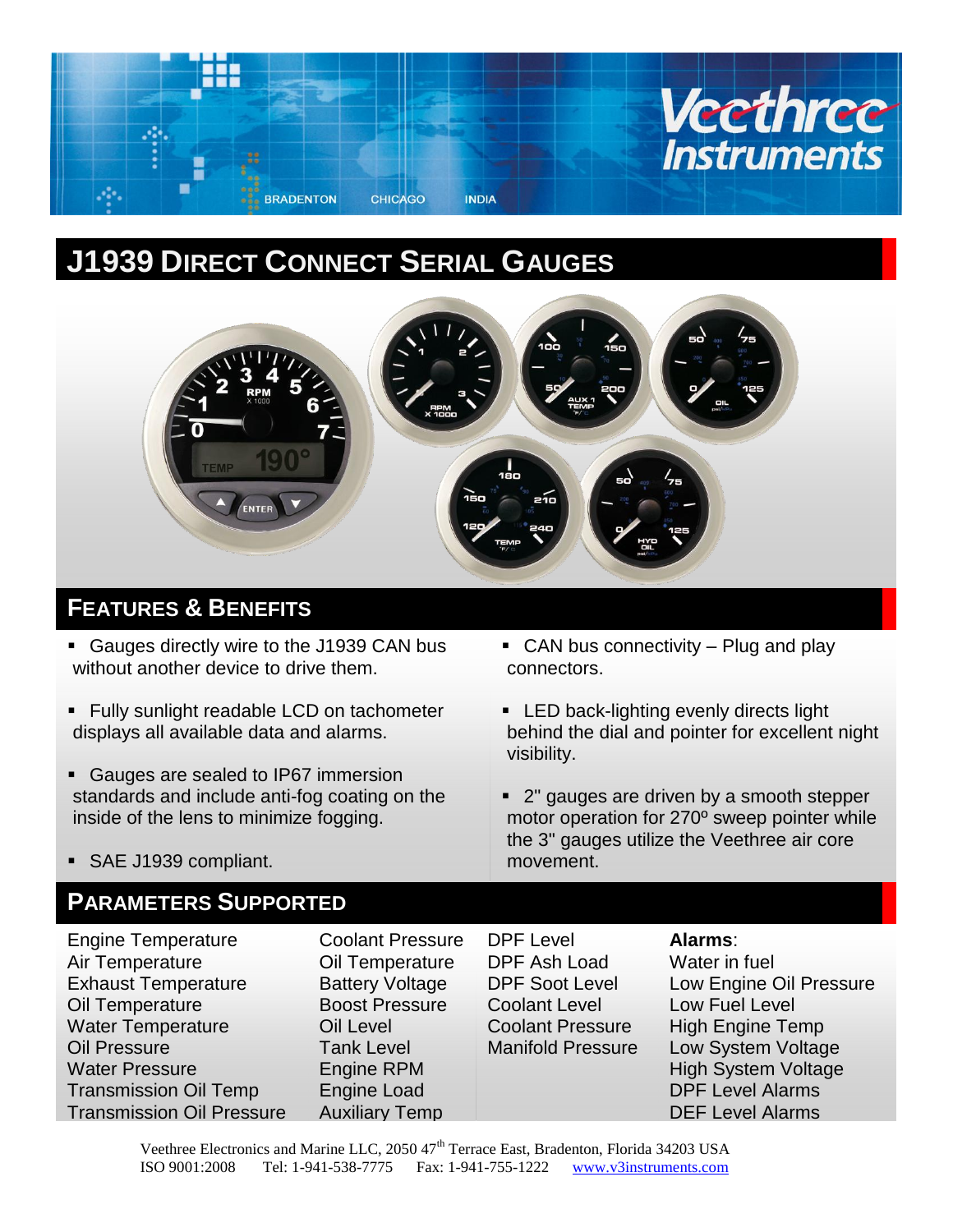# J1939 Direct Connect Serial Gauges

## Features & Benefits

- Gauges directly wire to the J1939 CAN bus without another device to drive them.
- Fully sunlight readable LCD on tachometer displays all available data and alarms.
- Gauges are sealed to IP67 immersion standards and include anti-fog coating on the inside of the lens to minimize fogging.
- SAE J1939 compliant.
- CAN bus connectivity – Plug and play connectors.
- LED back-lighting evenly directs light behind the dial and pointer for excellent night visibility.
- 2" gauges are driven by a smooth stepper motor operation for 270º sweep pointer while the 3" gauges utilize the Veethree air core movement.

## Parameters Supported

| | | | **Alarms**: |
|---|---|---|---|
| Engine Temperature | Coolant Pressure | DPF Level | Water in fuel |
| Air Temperature | Oil Temperature | DPF Ash Load | Low Engine Oil Pressure |
| Exhaust Temperature | Battery Voltage | DPF Soot Level | Low Fuel Level |
| Oil Temperature | Boost Pressure | Coolant Level | High Engine Temp |
| Water Temperature | Oil Level | Coolant Pressure | Low System Voltage |
| Oil Pressure | Tank Level | Manifold Pressure | High System Voltage |
| Water Pressure | Engine RPM | | DPF Level Alarms |
| Transmission Oil Temp | Engine Load | | DEF Level Alarms |
| Transmission Oil Pressure | Auxiliary Temp | | |

Veethree Electronics and Marine LLC, 2050 47th Terrace East, Bradenton, Florida 34203 USA
ISO 9001:2008 Tel: 1-941-538-7775 Fax: 1-941-755-1222 www.v3instruments.com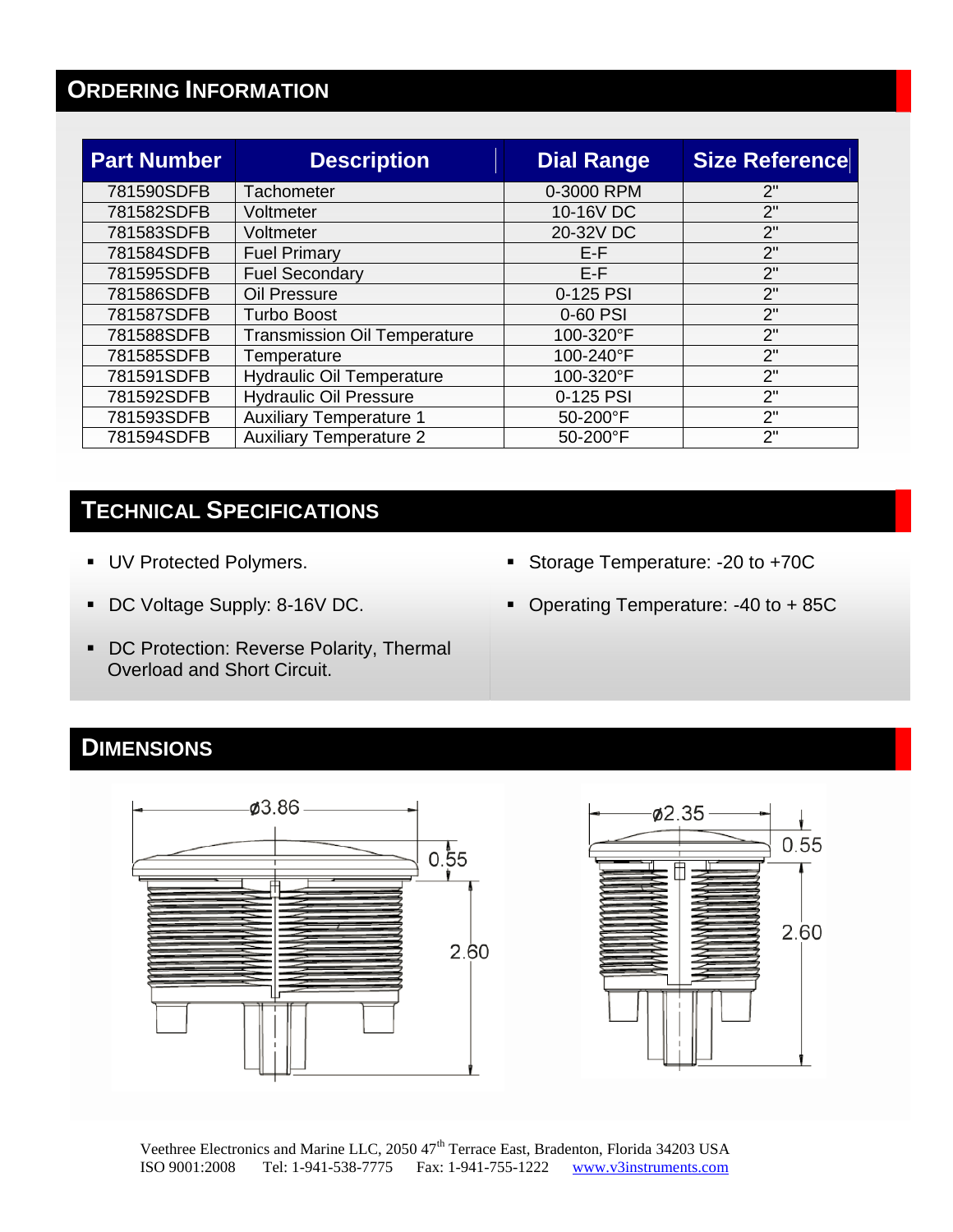## Ordering Information

| Part Number | Description | Dial Range | Size Reference |
|---|---|---|---|
| 781590SDFB | Tachometer | 0-3000 RPM | 2" |
| 781582SDFB | Voltmeter | 10-16V DC | 2" |
| 781583SDFB | Voltmeter | 20-32V DC | 2" |
| 781584SDFB | Fuel Primary | E-F | 2" |
| 781595SDFB | Fuel Secondary | E-F | 2" |
| 781586SDFB | Oil Pressure | 0-125 PSI | 2" |
| 781587SDFB | Turbo Boost | 0-60 PSI | 2" |
| 781588SDFB | Transmission Oil Temperature | 100-320°F | 2" |
| 781585SDFB | Temperature | 100-240°F | 2" |
| 781591SDFB | Hydraulic Oil Temperature | 100-320°F | 2" |
| 781592SDFB | Hydraulic Oil Pressure | 0-125 PSI | 2" |
| 781593SDFB | Auxiliary Temperature 1 | 50-200°F | 2" |
| 781594SDFB | Auxiliary Temperature 2 | 50-200°F | 2" |

## Technical Specifications

- UV Protected Polymers.
- DC Voltage Supply: 8-16V DC.
- DC Protection: Reverse Polarity, Thermal Overload and Short Circuit.
- Storage Temperature: -20 to +70C
- Operating Temperature: -40 to + 85C

## Dimensions

ø3.86
0.55
2.60

ø2.35
0.55
2.60

Veethree Electronics and Marine LLC, 2050 47th Terrace East, Bradenton, Florida 34203 USA
ISO 9001:2008 Tel: 1-941-538-7775 Fax: 1-941-755-1222 www.v3instruments.com